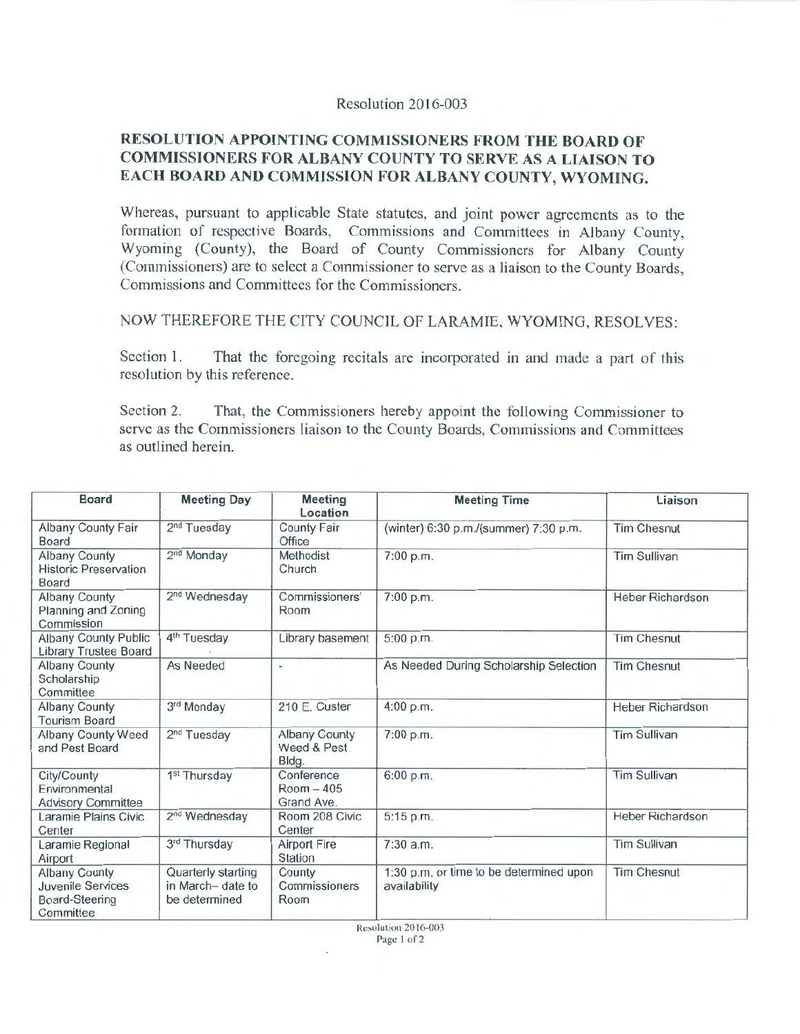Resolution 2016-003

## RESOLUTION APPOINTING COMMISSIONERS FROM THE BOARD OF COMMISSIONERS FOR ALBANY COUNTY TO SERVE AS A LIAISON TO EACH BOARD AND COMMISSION FOR ALBANY COUNTY, WYOMING.

Whereas, pursuant to applicable State statutes, and joint power agreements as to the formation of respective Boards, Commissions and Committees in Albany County, Wyoming (County), the Board of County Commissioners for Albany County (Commissioners) are to select a Commissioner to serve as a liaison to the County Boards, Commissions and Committees for the Commissioners.

NOW THEREFORE THE CITY COUNCIL OF LARAMIE, WYOMING, RESOLVES:

Section 1. That the foregoing recitals are incorporated in and made a part of this resolution by this reference.

Section 2. That, the Commissioners hereby appoint the following Commissioner to serve as the Commissioners liaison to the County Boards, Commissions and Committees as outlined herein.

| Board | Meeting Day | Meeting Location | Meeting Time | Liaison |
|---|---|---|---|---|
| Albany County Fair Board | 2nd Tuesday | County Fair Office | (winter) 6:30 p.m./(summer) 7:30 p.m. | Tim Chesnut |
| Albany County Historic Preservation Board | 2nd Monday | Methodist Church | 7:00 p.m. | Tim Sullivan |
| Albany County Planning and Zoning Commission | 2nd Wednesday | Commissioners' Room | 7:00 p.m. | Heber Richardson |
| Albany County Public Library Trustee Board | 4th Tuesday | Library basement | 5:00 p.m. | Tim Chesnut |
| Albany County Scholarship Committee | As Needed | - | As Needed During Scholarship Selection | Tim Chesnut |
| Albany County Tourism Board | 3rd Monday | 210 E. Custer | 4:00 p.m. | Heber Richardson |
| Albany County Weed and Pest Board | 2nd Tuesday | Albany County Weed & Pest Bldg. | 7:00 p.m. | Tim Sullivan |
| City/County Environmental Advisory Committee | 1st Thursday | Conference Room – 405 Grand Ave. | 6:00 p.m. | Tim Sullivan |
| Laramie Plains Civic Center | 2nd Wednesday | Room 208 Civic Center | 5:15 p.m. | Heber Richardson |
| Laramie Regional Airport | 3rd Thursday | Airport Fire Station | 7:30 a.m. | Tim Sullivan |
| Albany County Juvenile Services Board-Steering Committee | Quarterly starting in March– date to be determined | County Commissioners Room | 1:30 p.m. or time to be determined upon availability | Tim Chesnut |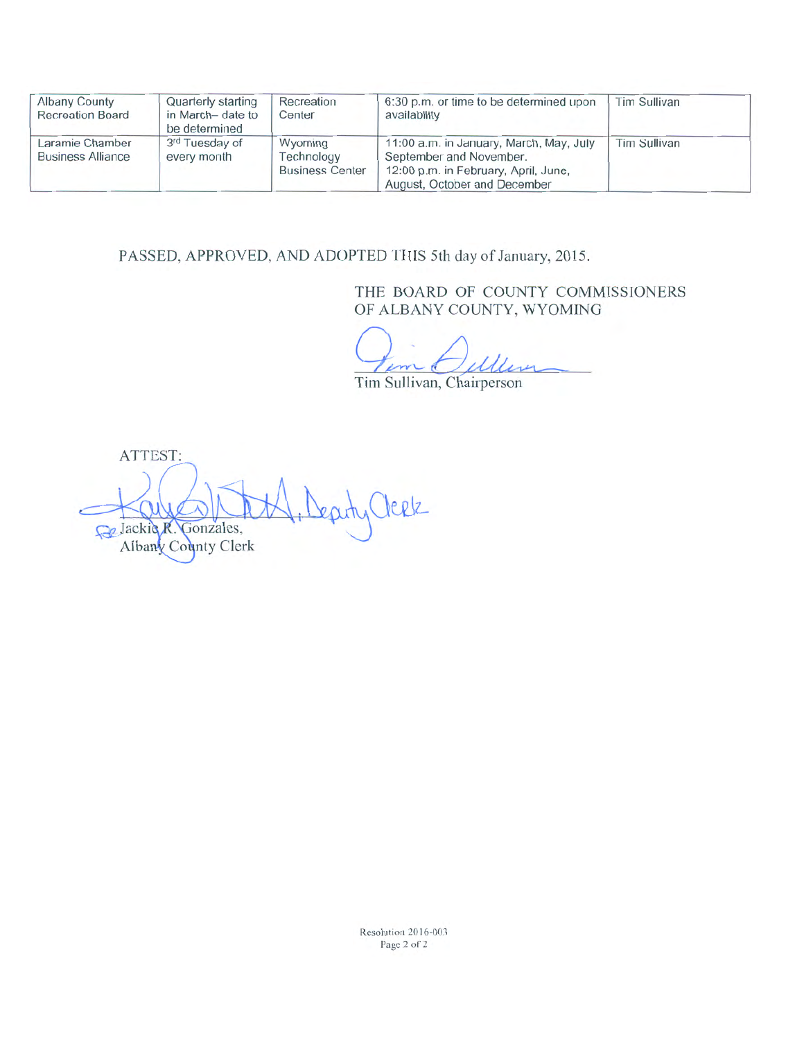| | | | | |
|---|---|---|---|---|
| Albany County Recreation Board | Quarterly starting in March– date to be determined | Recreation Center | 6:30 p.m. or time to be determined upon availability | Tim Sullivan |
| Laramie Chamber Business Alliance | 3rd Tuesday of every month | Wyoming Technology Business Center | 11:00 a.m. in January, March, May, July September and November. 12:00 p.m. in February, April, June, August, October and December | Tim Sullivan |

PASSED, APPROVED, AND ADOPTED THIS 5th day of January, 2015.

THE BOARD OF COUNTY COMMISSIONERS
OF ALBANY COUNTY, WYOMING

Tim Sullivan, Chairperson

ATTEST:

, Deputy Clerk

for Jackie R. Gonzales,
Albany County Clerk

Resolution 2016-003